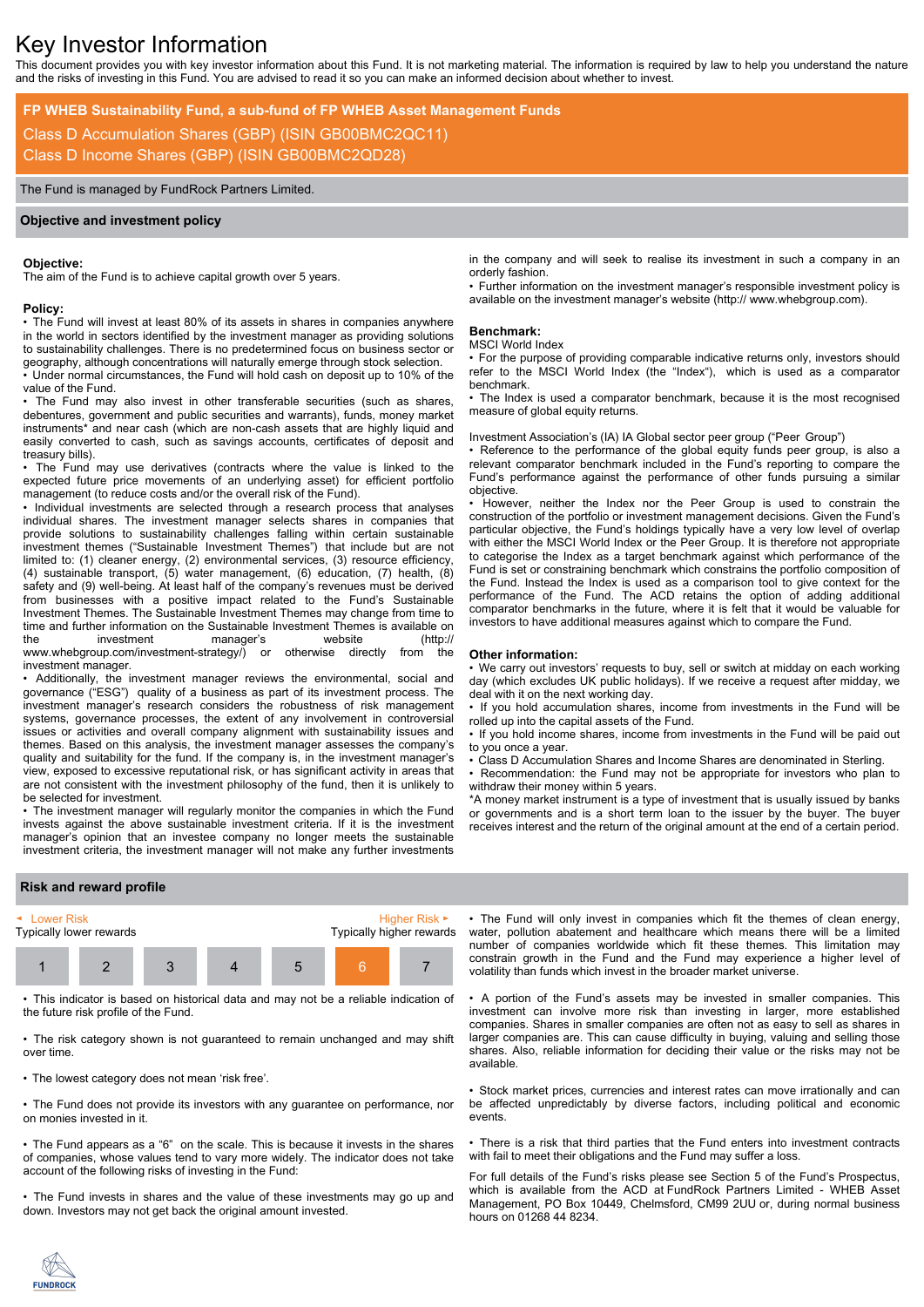# Key Investor Information

This document provides you with key investor information about this Fund. It is not marketing material. The information is required by law to help you understand the nature and the risks of investing in this Fund. You are advised to read it so you can make an informed decision about whether to invest.

## FP WHEB Sustainability Fund, a sub-fund of FP WHEB Asset Management Funds

Class D Accumulation Shares (GBP) (ISIN GB00BMC2QC11)
Class D Income Shares (GBP) (ISIN GB00BMC2QD28)

The Fund is managed by FundRock Partners Limited.

## Objective and investment policy

**Objective:**
The aim of the Fund is to achieve capital growth over 5 years.

**Policy:**

- The Fund will invest at least 80% of its assets in shares in companies anywhere in the world in sectors identified by the investment manager as providing solutions to sustainability challenges. There is no predetermined focus on business sector or geography, although concentrations will naturally emerge through stock selection.
- Under normal circumstances, the Fund will hold cash on deposit up to 10% of the value of the Fund.
- The Fund may also invest in other transferable securities (such as shares, debentures, government and public securities and warrants), funds, money market instruments* and near cash (which are non-cash assets that are highly liquid and easily converted to cash, such as savings accounts, certificates of deposit and treasury bills).
- The Fund may use derivatives (contracts where the value is linked to the expected future price movements of an underlying asset) for efficient portfolio management (to reduce costs and/or the overall risk of the Fund).
- Individual investments are selected through a research process that analyses individual shares. The investment manager selects shares in companies that provide solutions to sustainability challenges falling within certain sustainable investment themes ("Sustainable Investment Themes") that include but are not limited to: (1) cleaner energy, (2) environmental services, (3) resource efficiency, (4) sustainable transport, (5) water management, (6) education, (7) health, (8) safety and (9) well-being. At least half of the company's revenues must be derived from businesses with a positive impact related to the Fund's Sustainable Investment Themes. The Sustainable Investment Themes may change from time to time and further information on the Sustainable Investment Themes is available on the investment manager's website (http:// www.whebgroup.com/investment-strategy/) or otherwise directly from the investment manager.
- Additionally, the investment manager reviews the environmental, social and governance ("ESG") quality of a business as part of its investment process. The investment manager's research considers the robustness of risk management systems, governance processes, the extent of any involvement in controversial issues or activities and overall company alignment with sustainability issues and themes. Based on this analysis, the investment manager assesses the company's quality and suitability for the fund. If the company is, in the investment manager's view, exposed to excessive reputational risk, or has significant activity in areas that are not consistent with the investment philosophy of the fund, then it is unlikely to be selected for investment.
- The investment manager will regularly monitor the companies in which the Fund invests against the above sustainable investment criteria. If it is the investment manager's opinion that an investee company no longer meets the sustainable investment criteria, the investment manager will not make any further investments in the company and will seek to realise its investment in such a company in an orderly fashion.
- Further information on the investment manager's responsible investment policy is available on the investment manager's website (http:// www.whebgroup.com).

**Benchmark:**
MSCI World Index

- For the purpose of providing comparable indicative returns only, investors should refer to the MSCI World Index (the "Index"), which is used as a comparator benchmark.
- The Index is used as a comparator benchmark, because it is the most recognised measure of global equity returns.

Investment Association's (IA) IA Global sector peer group ("Peer Group")

- Reference to the performance of the global equity funds peer group, is also a relevant comparator benchmark included in the Fund's reporting to compare the Fund's performance against the performance of other funds pursuing a similar objective.
- However, neither the Index nor the Peer Group is used to constrain the construction of the portfolio or investment management decisions. Given the Fund's particular objective, the Fund's holdings typically have a very low level of overlap with either the MSCI World Index or the Peer Group. It is therefore not appropriate to categorise the Index as a target benchmark against which performance of the Fund is set or constraining benchmark which constrains the portfolio composition of the Fund. Instead the Index is used as a comparison tool to give context for the performance of the Fund. The ACD retains the option of adding additional comparator benchmarks in the future, where it is felt that it would be valuable for investors to have additional measures against which to compare the Fund.

**Other information:**

- We carry out investors' requests to buy, sell or switch at midday on each working day (which excludes UK public holidays). If we receive a request after midday, we deal with it on the next working day.
- If you hold accumulation shares, income from investments in the Fund will be rolled up into the capital assets of the Fund.
- If you hold income shares, income from investments in the Fund will be paid out to you once a year.
- Class D Accumulation Shares and Income Shares are denominated in Sterling.
- Recommendation: the Fund may not be appropriate for investors who plan to withdraw their money within 5 years.

*A money market instrument is a type of investment that is usually issued by banks or governments and is a short term loan to the issuer by the buyer. The buyer receives interest and the return of the original amount at the end of a certain period.

## Risk and reward profile

| ◄ Lower Risk<br>Typically lower rewards | | | | | | Higher Risk ►<br>Typically higher rewards |
|---|---|---|---|---|---|---|
| 1 | 2 | 3 | 4 | 5 | **6** | 7 |

- This indicator is based on historical data and may not be a reliable indication of the future risk profile of the Fund.
- The risk category shown is not guaranteed to remain unchanged and may shift over time.
- The lowest category does not mean 'risk free'.
- The Fund does not provide its investors with any guarantee on performance, nor on monies invested in it.
- The Fund appears as a "6" on the scale. This is because it invests in the shares of companies, whose values tend to vary more widely. The indicator does not take account of the following risks of investing in the Fund:
- The Fund invests in shares and the value of these investments may go up and down. Investors may not get back the original amount invested.
- The Fund will only invest in companies which fit the themes of clean energy, water, pollution abatement and healthcare which means there will be a limited number of companies worldwide which fit these themes. This limitation may constrain growth in the Fund and the Fund may experience a higher level of volatility than funds which invest in the broader market universe.
- A portion of the Fund's assets may be invested in smaller companies. This investment can involve more risk than investing in larger, more established companies. Shares in smaller companies are often not as easy to sell as shares in larger companies are. This can cause difficulty in buying, valuing and selling those shares. Also, reliable information for deciding their value or the risks may not be available.
- Stock market prices, currencies and interest rates can move irrationally and can be affected unpredictably by diverse factors, including political and economic events.
- There is a risk that third parties that the Fund enters into investment contracts with fail to meet their obligations and the Fund may suffer a loss.

For full details of the Fund's risks please see Section 5 of the Fund's Prospectus, which is available from the ACD at FundRock Partners Limited - WHEB Asset Management, PO Box 10449, Chelmsford, CM99 2UU or, during normal business hours on 01268 44 8234.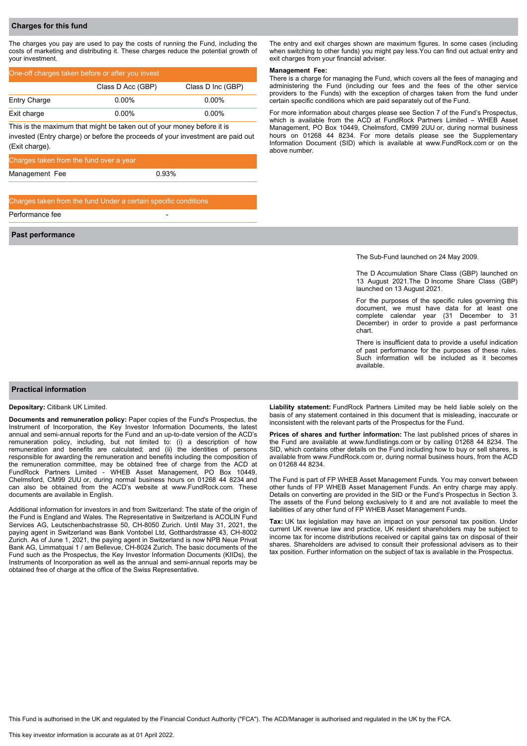## Charges for this fund

The charges you pay are used to pay the costs of running the Fund, including the costs of marketing and distributing it. These charges reduce the potential growth of your investment.

| One-off charges taken before or after you invest | | |
|---|---|---|
| | Class D Acc (GBP) | Class D Inc (GBP) |
| Entry Charge | 0.00% | 0.00% |
| Exit charge | 0.00% | 0.00% |

This is the maximum that might be taken out of your money before it is invested (Entry charge) or before the proceeds of your investment are paid out (Exit charge).

| Charges taken from the fund over a year | |
|---|---|
| Management Fee | 0.93% |

| Charges taken from the fund Under a certain specific conditions | |
|---|---|
| Performance fee | - |

The entry and exit charges shown are maximum figures. In some cases (including when switching to other funds) you might pay less.You can find out actual entry and exit charges from your financial adviser.

**Management Fee:**
There is a charge for managing the Fund, which covers all the fees of managing and administering the Fund (including our fees and the fees of the other service providers to the Funds) with the exception of charges taken from the fund under certain specific conditions which are paid separately out of the Fund.

For more information about charges please see Section 7 of the Fund's Prospectus, which is available from the ACD at FundRock Partners Limited – WHEB Asset Management, PO Box 10449, Chelmsford, CM99 2UU or, during normal business hours on 01268 44 8234. For more details please see the Supplementary Information Document (SID) which is available at www.FundRock.com or on the above number.

## Past performance

The Sub-Fund launched on 24 May 2009.

The D Accumulation Share Class (GBP) launched on 13 August 2021.The D Income Share Class (GBP) launched on 13 August 2021.

For the purposes of the specific rules governing this document, we must have data for at least one complete calendar year (31 December to 31 December) in order to provide a past performance chart.

There is insufficient data to provide a useful indication of past performance for the purposes of these rules. Such information will be included as it becomes available.

## Practical information

**Depositary:** Citibank UK Limited.

**Documents and remuneration policy:** Paper copies of the Fund's Prospectus, the Instrument of Incorporation, the Key Investor Information Documents, the latest annual and semi-annual reports for the Fund and an up-to-date version of the ACD's remuneration policy, including, but not limited to: (i) a description of how remuneration and benefits are calculated; and (ii) the identities of persons responsible for awarding the remuneration and benefits including the composition of the remuneration committee, may be obtained free of charge from the ACD at FundRock Partners Limited - WHEB Asset Management, PO Box 10449, Chelmsford, CM99 2UU or, during normal business hours on 01268 44 8234 and can also be obtained from the ACD's website at www.FundRock.com. These documents are available in English.

Additional information for investors in and from Switzerland: The state of the origin of the Fund is England and Wales. The Representative in Switzerland is ACOLIN Fund Services AG, Leutschenbachstrasse 50, CH-8050 Zurich. Until May 31, 2021, the paying agent in Switzerland was Bank Vontobel Ltd, Gotthardstrasse 43, CH-8002 Zurich. As of June 1, 2021, the paying agent in Switzerland is now NPB Neue Privat Bank AG, Limmatquai 1 / am Bellevue, CH-8024 Zurich. The basic documents of the Fund such as the Prospectus, the Key Investor Information Documents (KIIDs), the Instruments of Incorporation as well as the annual and semi-annual reports may be obtained free of charge at the office of the Swiss Representative.

**Liability statement:** FundRock Partners Limited may be held liable solely on the basis of any statement contained in this document that is misleading, inaccurate or inconsistent with the relevant parts of the Prospectus for the Fund.

**Prices of shares and further information:** The last published prices of shares in the Fund are available at www.fundlistings.com or by calling 01268 44 8234. The SID, which contains other details on the Fund including how to buy or sell shares, is available from www.FundRock.com or, during normal business hours, from the ACD on 01268 44 8234.

The Fund is part of FP WHEB Asset Management Funds. You may convert between other funds of FP WHEB Asset Management Funds. An entry charge may apply. Details on converting are provided in the SID or the Fund's Prospectus in Section 3. The assets of the Fund belong exclusively to it and are not available to meet the liabilities of any other fund of FP WHEB Asset Management Funds.

**Tax:** UK tax legislation may have an impact on your personal tax position. Under current UK revenue law and practice, UK resident shareholders may be subject to income tax for income distributions received or capital gains tax on disposal of their shares. Shareholders are advised to consult their professional advisers as to their tax position. Further information on the subject of tax is available in the Prospectus.

This Fund is authorised in the UK and regulated by the Financial Conduct Authority ("FCA"). The ACD/Manager is authorised and regulated in the UK by the FCA.

This key investor information is accurate as at 01 April 2022.